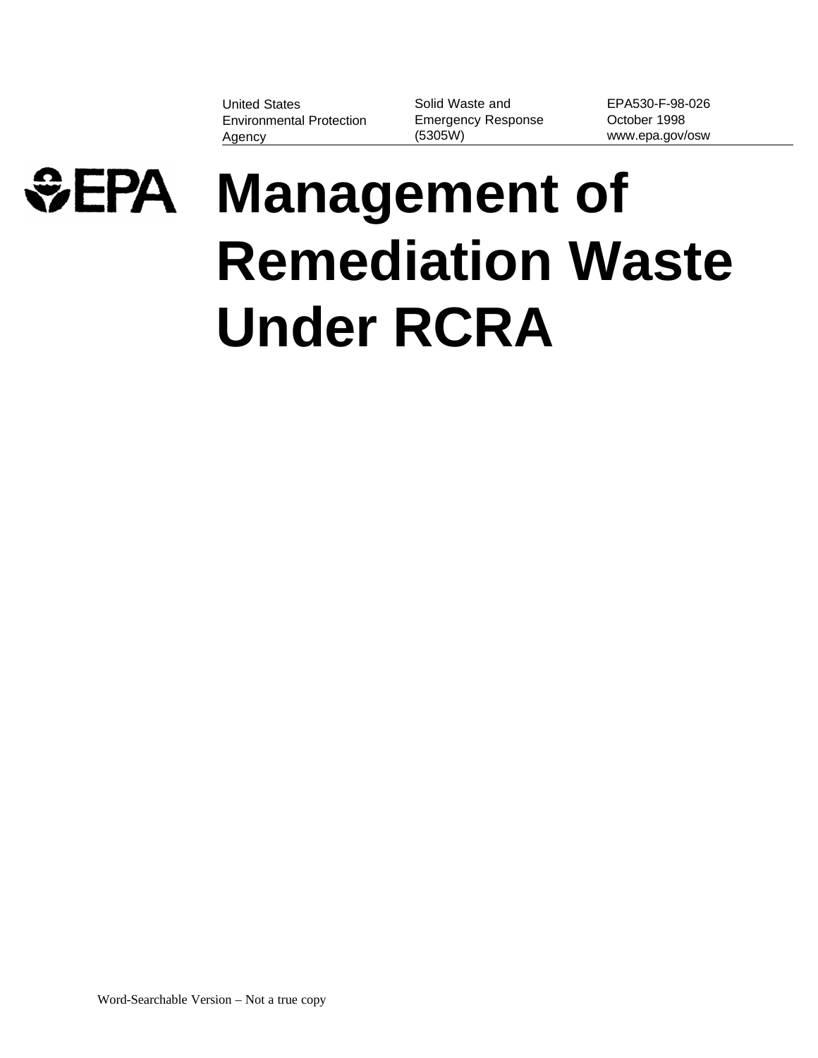United States Environmental Protection Agency

Solid Waste and Emergency Response (5305W)

EPA530-F-98-026
October 1998
www.epa.gov/osw

EPA

# Management of Remediation Waste Under RCRA

Word-Searchable Version – Not a true copy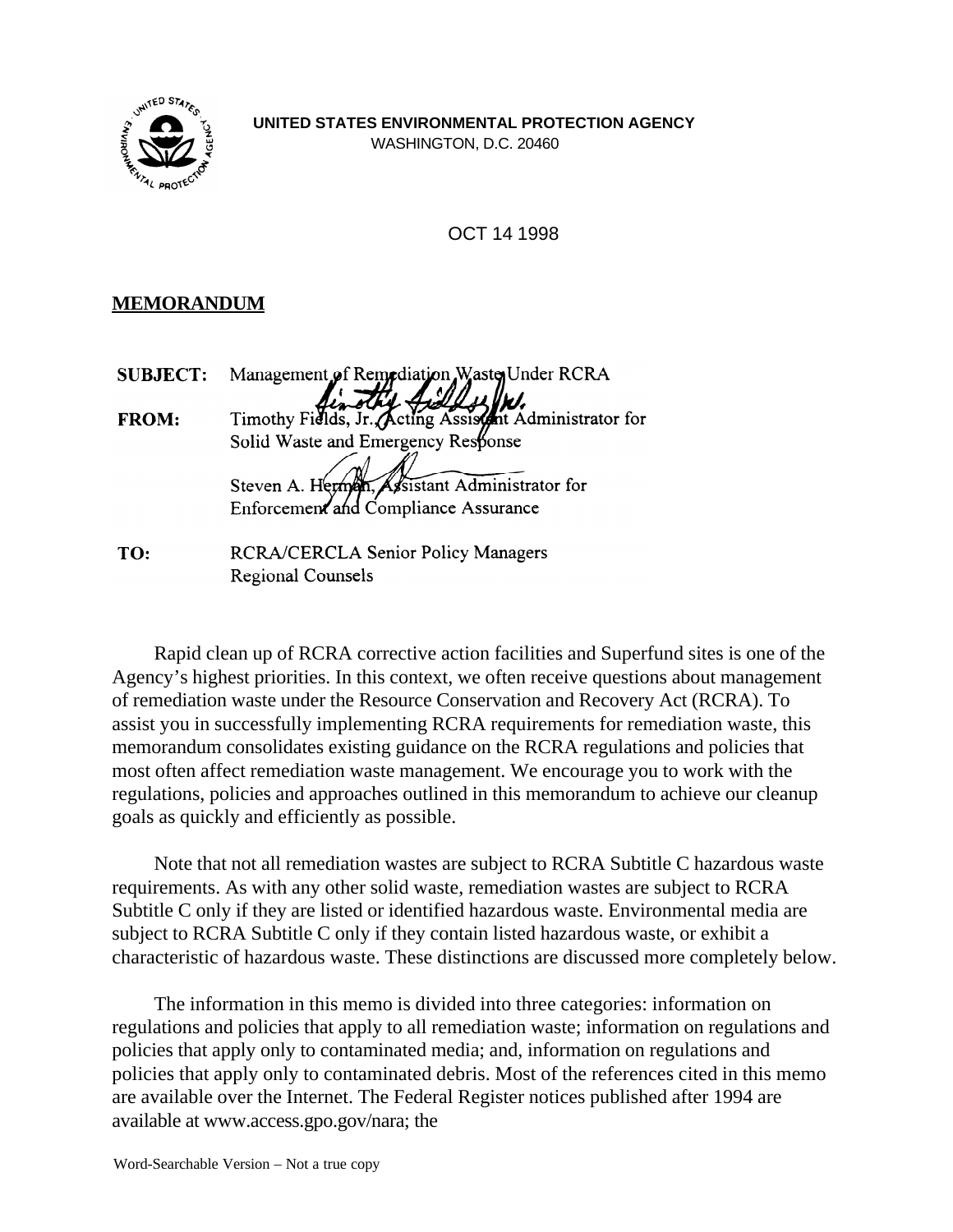**UNITED STATES ENVIRONMENTAL PROTECTION AGENCY**
WASHINGTON, D.C. 20460

OCT 14 1998

**MEMORANDUM**

| | |
|---|---|
| **SUBJECT:** | Management of Remediation Waste Under RCRA |
| **FROM:** | Timothy Fields, Jr., Acting Assistant Administrator for Solid Waste and Emergency Response |
| | Steven A. Herman, Assistant Administrator for Enforcement and Compliance Assurance |
| **TO:** | RCRA/CERCLA Senior Policy Managers<br>Regional Counsels |

Rapid clean up of RCRA corrective action facilities and Superfund sites is one of the Agency's highest priorities. In this context, we often receive questions about management of remediation waste under the Resource Conservation and Recovery Act (RCRA). To assist you in successfully implementing RCRA requirements for remediation waste, this memorandum consolidates existing guidance on the RCRA regulations and policies that most often affect remediation waste management. We encourage you to work with the regulations, policies and approaches outlined in this memorandum to achieve our cleanup goals as quickly and efficiently as possible.

Note that not all remediation wastes are subject to RCRA Subtitle C hazardous waste requirements. As with any other solid waste, remediation wastes are subject to RCRA Subtitle C only if they are listed or identified hazardous waste. Environmental media are subject to RCRA Subtitle C only if they contain listed hazardous waste, or exhibit a characteristic of hazardous waste. These distinctions are discussed more completely below.

The information in this memo is divided into three categories: information on regulations and policies that apply to all remediation waste; information on regulations and policies that apply only to contaminated media; and, information on regulations and policies that apply only to contaminated debris. Most of the references cited in this memo are available over the Internet. The Federal Register notices published after 1994 are available at www.access.gpo.gov/nara; the

Word-Searchable Version – Not a true copy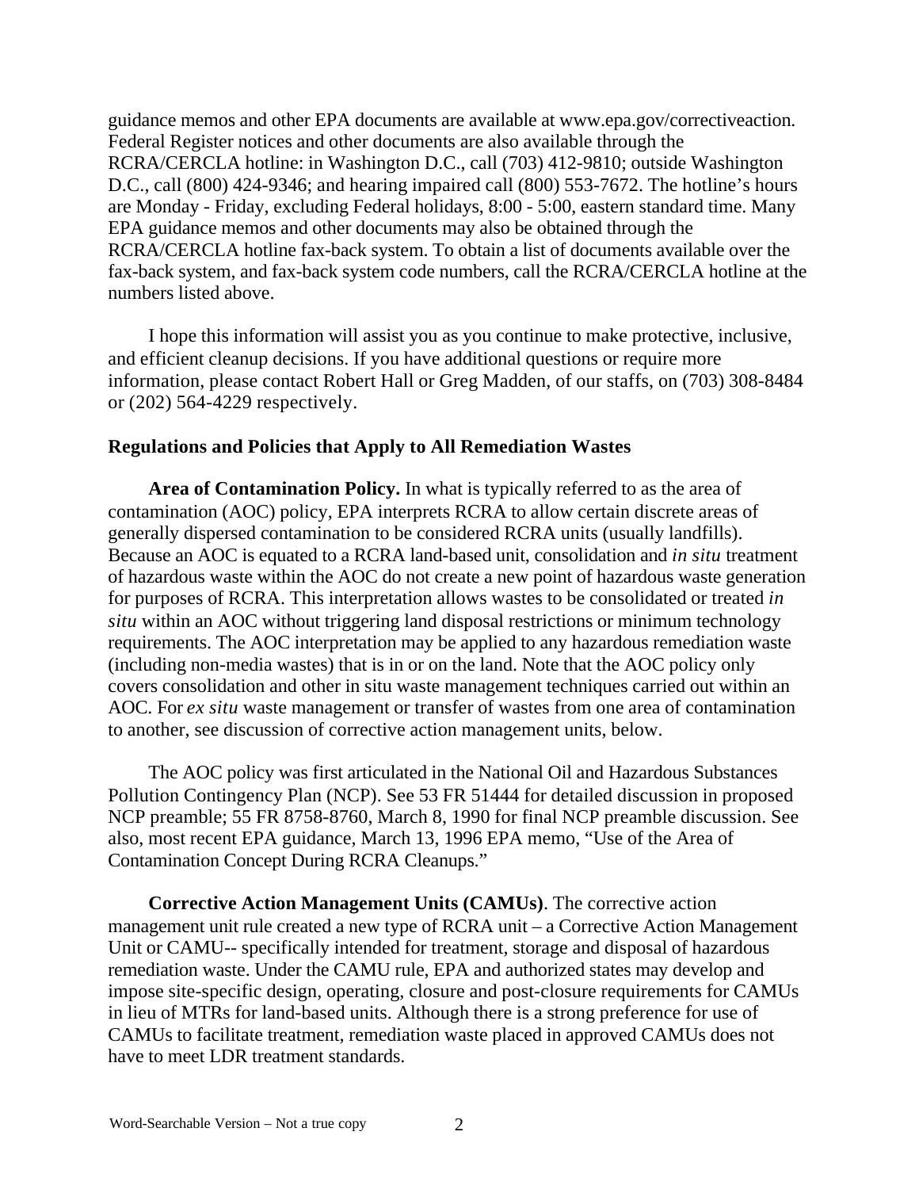guidance memos and other EPA documents are available at www.epa.gov/correctiveaction. Federal Register notices and other documents are also available through the RCRA/CERCLA hotline: in Washington D.C., call (703) 412-9810; outside Washington D.C., call (800) 424-9346; and hearing impaired call (800) 553-7672. The hotline's hours are Monday - Friday, excluding Federal holidays, 8:00 - 5:00, eastern standard time. Many EPA guidance memos and other documents may also be obtained through the RCRA/CERCLA hotline fax-back system. To obtain a list of documents available over the fax-back system, and fax-back system code numbers, call the RCRA/CERCLA hotline at the numbers listed above.

I hope this information will assist you as you continue to make protective, inclusive, and efficient cleanup decisions. If you have additional questions or require more information, please contact Robert Hall or Greg Madden, of our staffs, on (703) 308-8484 or (202) 564-4229 respectively.

### Regulations and Policies that Apply to All Remediation Wastes

**Area of Contamination Policy.** In what is typically referred to as the area of contamination (AOC) policy, EPA interprets RCRA to allow certain discrete areas of generally dispersed contamination to be considered RCRA units (usually landfills). Because an AOC is equated to a RCRA land-based unit, consolidation and *in situ* treatment of hazardous waste within the AOC do not create a new point of hazardous waste generation for purposes of RCRA. This interpretation allows wastes to be consolidated or treated *in situ* within an AOC without triggering land disposal restrictions or minimum technology requirements. The AOC interpretation may be applied to any hazardous remediation waste (including non-media wastes) that is in or on the land. Note that the AOC policy only covers consolidation and other in situ waste management techniques carried out within an AOC. For *ex situ* waste management or transfer of wastes from one area of contamination to another, see discussion of corrective action management units, below.

The AOC policy was first articulated in the National Oil and Hazardous Substances Pollution Contingency Plan (NCP). See 53 FR 51444 for detailed discussion in proposed NCP preamble; 55 FR 8758-8760, March 8, 1990 for final NCP preamble discussion. See also, most recent EPA guidance, March 13, 1996 EPA memo, "Use of the Area of Contamination Concept During RCRA Cleanups."

**Corrective Action Management Units (CAMUs)**. The corrective action management unit rule created a new type of RCRA unit – a Corrective Action Management Unit or CAMU-- specifically intended for treatment, storage and disposal of hazardous remediation waste. Under the CAMU rule, EPA and authorized states may develop and impose site-specific design, operating, closure and post-closure requirements for CAMUs in lieu of MTRs for land-based units. Although there is a strong preference for use of CAMUs to facilitate treatment, remediation waste placed in approved CAMUs does not have to meet LDR treatment standards.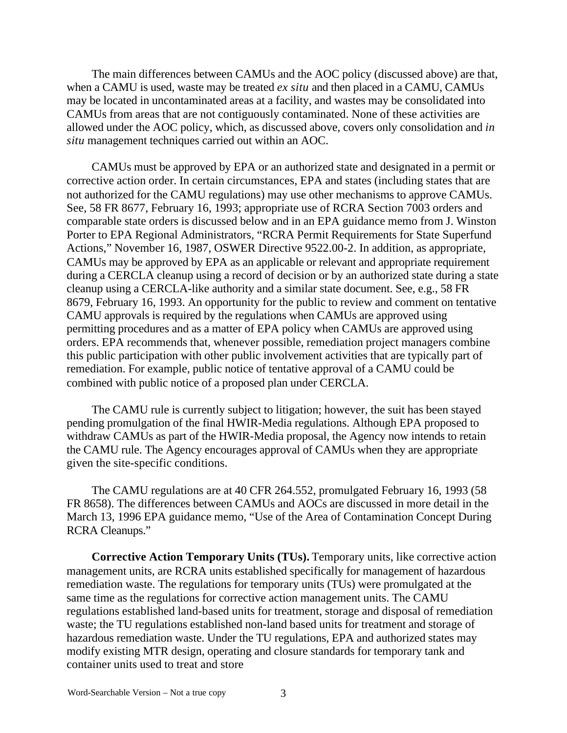The main differences between CAMUs and the AOC policy (discussed above) are that, when a CAMU is used, waste may be treated *ex situ* and then placed in a CAMU, CAMUs may be located in uncontaminated areas at a facility, and wastes may be consolidated into CAMUs from areas that are not contiguously contaminated. None of these activities are allowed under the AOC policy, which, as discussed above, covers only consolidation and *in situ* management techniques carried out within an AOC.

CAMUs must be approved by EPA or an authorized state and designated in a permit or corrective action order. In certain circumstances, EPA and states (including states that are not authorized for the CAMU regulations) may use other mechanisms to approve CAMUs. See, 58 FR 8677, February 16, 1993; appropriate use of RCRA Section 7003 orders and comparable state orders is discussed below and in an EPA guidance memo from J. Winston Porter to EPA Regional Administrators, "RCRA Permit Requirements for State Superfund Actions," November 16, 1987, OSWER Directive 9522.00-2. In addition, as appropriate, CAMUs may be approved by EPA as an applicable or relevant and appropriate requirement during a CERCLA cleanup using a record of decision or by an authorized state during a state cleanup using a CERCLA-like authority and a similar state document. See, e.g., 58 FR 8679, February 16, 1993. An opportunity for the public to review and comment on tentative CAMU approvals is required by the regulations when CAMUs are approved using permitting procedures and as a matter of EPA policy when CAMUs are approved using orders. EPA recommends that, whenever possible, remediation project managers combine this public participation with other public involvement activities that are typically part of remediation. For example, public notice of tentative approval of a CAMU could be combined with public notice of a proposed plan under CERCLA.

The CAMU rule is currently subject to litigation; however, the suit has been stayed pending promulgation of the final HWIR-Media regulations. Although EPA proposed to withdraw CAMUs as part of the HWIR-Media proposal, the Agency now intends to retain the CAMU rule. The Agency encourages approval of CAMUs when they are appropriate given the site-specific conditions.

The CAMU regulations are at 40 CFR 264.552, promulgated February 16, 1993 (58 FR 8658). The differences between CAMUs and AOCs are discussed in more detail in the March 13, 1996 EPA guidance memo, "Use of the Area of Contamination Concept During RCRA Cleanups."

**Corrective Action Temporary Units (TUs).** Temporary units, like corrective action management units, are RCRA units established specifically for management of hazardous remediation waste. The regulations for temporary units (TUs) were promulgated at the same time as the regulations for corrective action management units. The CAMU regulations established land-based units for treatment, storage and disposal of remediation waste; the TU regulations established non-land based units for treatment and storage of hazardous remediation waste. Under the TU regulations, EPA and authorized states may modify existing MTR design, operating and closure standards for temporary tank and container units used to treat and store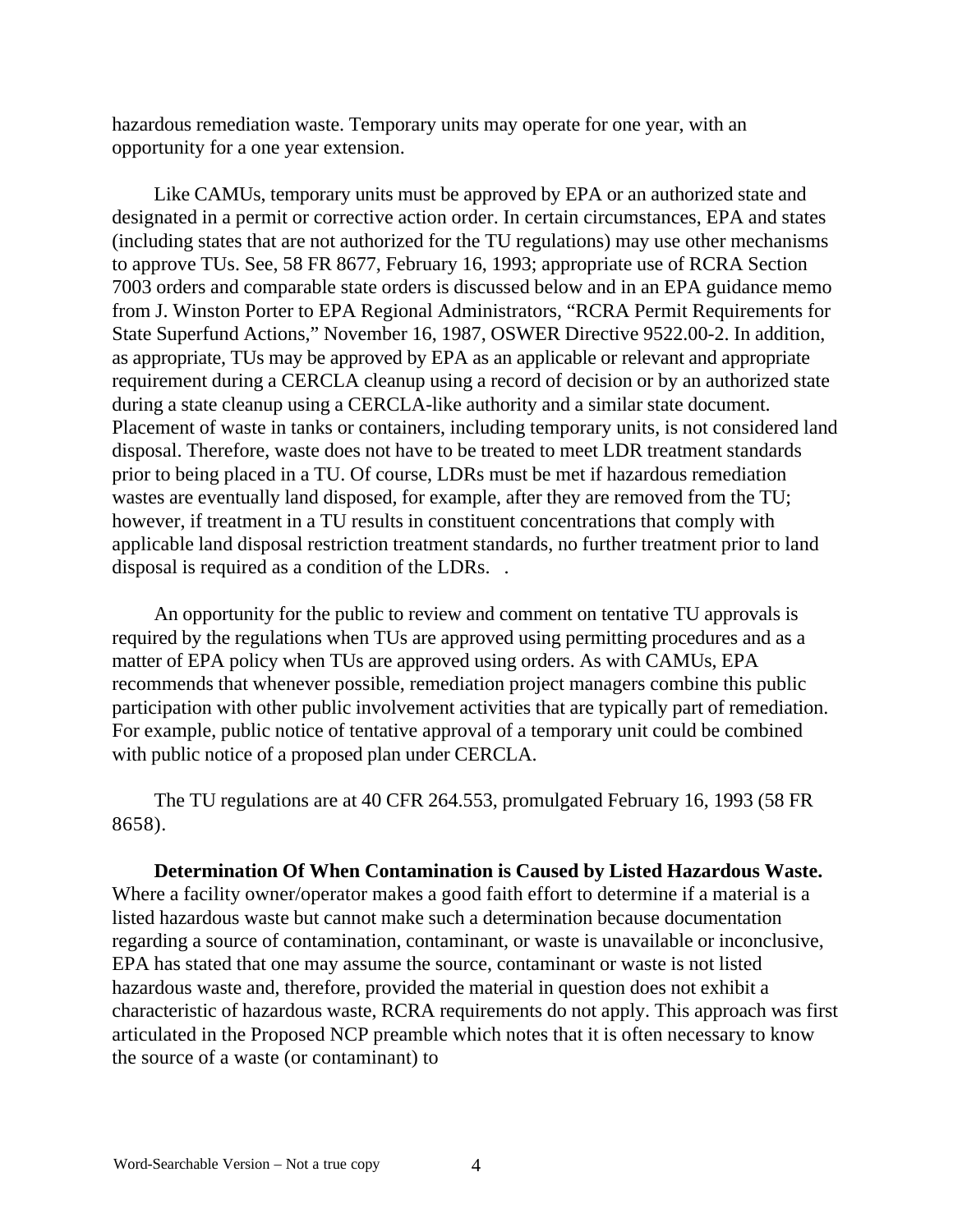hazardous remediation waste. Temporary units may operate for one year, with an opportunity for a one year extension.

Like CAMUs, temporary units must be approved by EPA or an authorized state and designated in a permit or corrective action order. In certain circumstances, EPA and states (including states that are not authorized for the TU regulations) may use other mechanisms to approve TUs. See, 58 FR 8677, February 16, 1993; appropriate use of RCRA Section 7003 orders and comparable state orders is discussed below and in an EPA guidance memo from J. Winston Porter to EPA Regional Administrators, "RCRA Permit Requirements for State Superfund Actions," November 16, 1987, OSWER Directive 9522.00-2. In addition, as appropriate, TUs may be approved by EPA as an applicable or relevant and appropriate requirement during a CERCLA cleanup using a record of decision or by an authorized state during a state cleanup using a CERCLA-like authority and a similar state document. Placement of waste in tanks or containers, including temporary units, is not considered land disposal. Therefore, waste does not have to be treated to meet LDR treatment standards prior to being placed in a TU. Of course, LDRs must be met if hazardous remediation wastes are eventually land disposed, for example, after they are removed from the TU; however, if treatment in a TU results in constituent concentrations that comply with applicable land disposal restriction treatment standards, no further treatment prior to land disposal is required as a condition of the LDRs.  .

An opportunity for the public to review and comment on tentative TU approvals is required by the regulations when TUs are approved using permitting procedures and as a matter of EPA policy when TUs are approved using orders. As with CAMUs, EPA recommends that whenever possible, remediation project managers combine this public participation with other public involvement activities that are typically part of remediation. For example, public notice of tentative approval of a temporary unit could be combined with public notice of a proposed plan under CERCLA.

The TU regulations are at 40 CFR 264.553, promulgated February 16, 1993 (58 FR 8658).

**Determination Of When Contamination is Caused by Listed Hazardous Waste.** Where a facility owner/operator makes a good faith effort to determine if a material is a listed hazardous waste but cannot make such a determination because documentation regarding a source of contamination, contaminant, or waste is unavailable or inconclusive, EPA has stated that one may assume the source, contaminant or waste is not listed hazardous waste and, therefore, provided the material in question does not exhibit a characteristic of hazardous waste, RCRA requirements do not apply. This approach was first articulated in the Proposed NCP preamble which notes that it is often necessary to know the source of a waste (or contaminant) to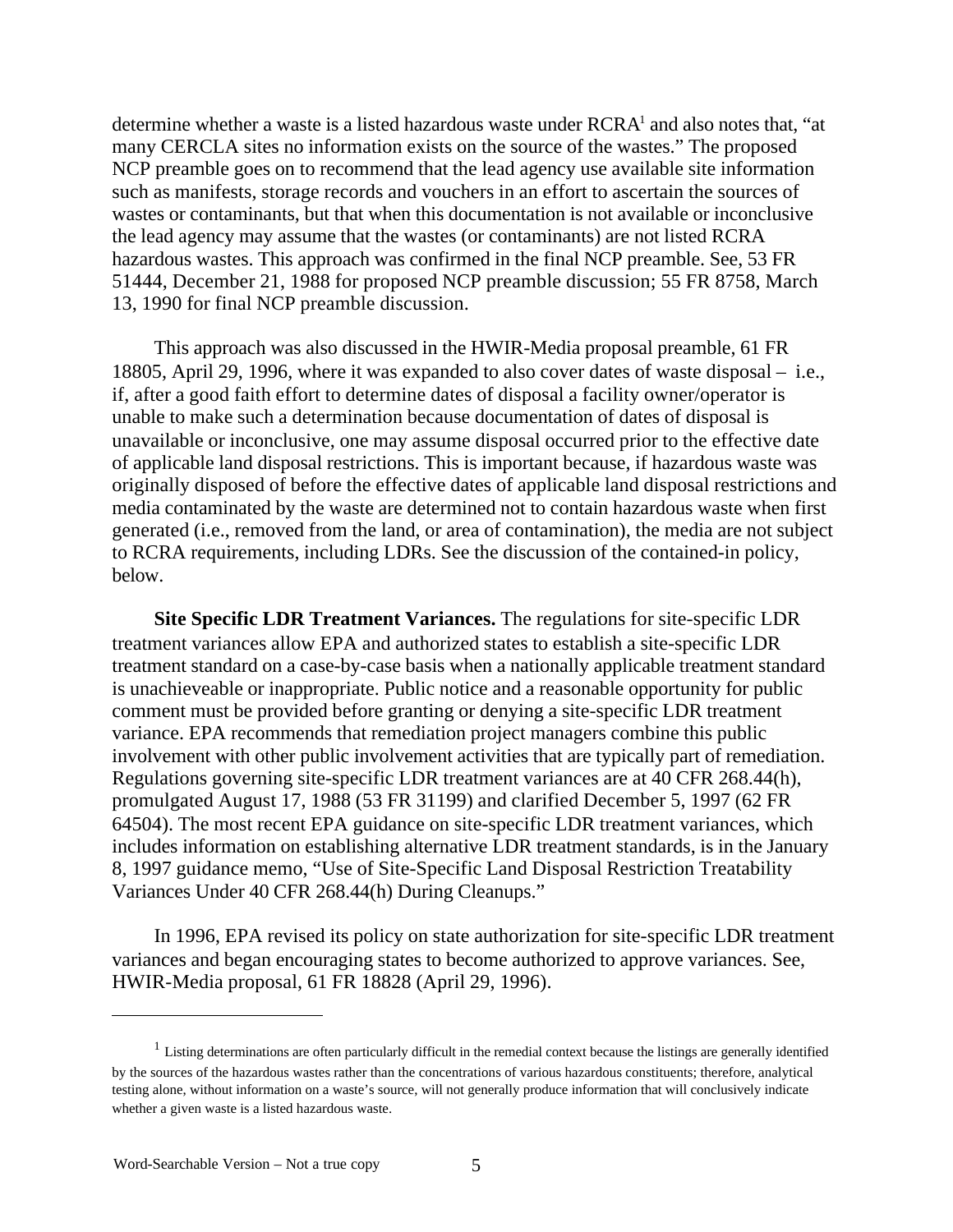determine whether a waste is a listed hazardous waste under RCRA[1] and also notes that, "at many CERCLA sites no information exists on the source of the wastes." The proposed NCP preamble goes on to recommend that the lead agency use available site information such as manifests, storage records and vouchers in an effort to ascertain the sources of wastes or contaminants, but that when this documentation is not available or inconclusive the lead agency may assume that the wastes (or contaminants) are not listed RCRA hazardous wastes. This approach was confirmed in the final NCP preamble. See, 53 FR 51444, December 21, 1988 for proposed NCP preamble discussion; 55 FR 8758, March 13, 1990 for final NCP preamble discussion.

This approach was also discussed in the HWIR-Media proposal preamble, 61 FR 18805, April 29, 1996, where it was expanded to also cover dates of waste disposal – i.e., if, after a good faith effort to determine dates of disposal a facility owner/operator is unable to make such a determination because documentation of dates of disposal is unavailable or inconclusive, one may assume disposal occurred prior to the effective date of applicable land disposal restrictions. This is important because, if hazardous waste was originally disposed of before the effective dates of applicable land disposal restrictions and media contaminated by the waste are determined not to contain hazardous waste when first generated (i.e., removed from the land, or area of contamination), the media are not subject to RCRA requirements, including LDRs. See the discussion of the contained-in policy, below.

**Site Specific LDR Treatment Variances.** The regulations for site-specific LDR treatment variances allow EPA and authorized states to establish a site-specific LDR treatment standard on a case-by-case basis when a nationally applicable treatment standard is unachieveable or inappropriate. Public notice and a reasonable opportunity for public comment must be provided before granting or denying a site-specific LDR treatment variance. EPA recommends that remediation project managers combine this public involvement with other public involvement activities that are typically part of remediation. Regulations governing site-specific LDR treatment variances are at 40 CFR 268.44(h), promulgated August 17, 1988 (53 FR 31199) and clarified December 5, 1997 (62 FR 64504). The most recent EPA guidance on site-specific LDR treatment variances, which includes information on establishing alternative LDR treatment standards, is in the January 8, 1997 guidance memo, "Use of Site-Specific Land Disposal Restriction Treatability Variances Under 40 CFR 268.44(h) During Cleanups."

In 1996, EPA revised its policy on state authorization for site-specific LDR treatment variances and began encouraging states to become authorized to approve variances. See, HWIR-Media proposal, 61 FR 18828 (April 29, 1996).

---

[1] Listing determinations are often particularly difficult in the remedial context because the listings are generally identified by the sources of the hazardous wastes rather than the concentrations of various hazardous constituents; therefore, analytical testing alone, without information on a waste's source, will not generally produce information that will conclusively indicate whether a given waste is a listed hazardous waste.

Word-Searchable Version – Not a true copy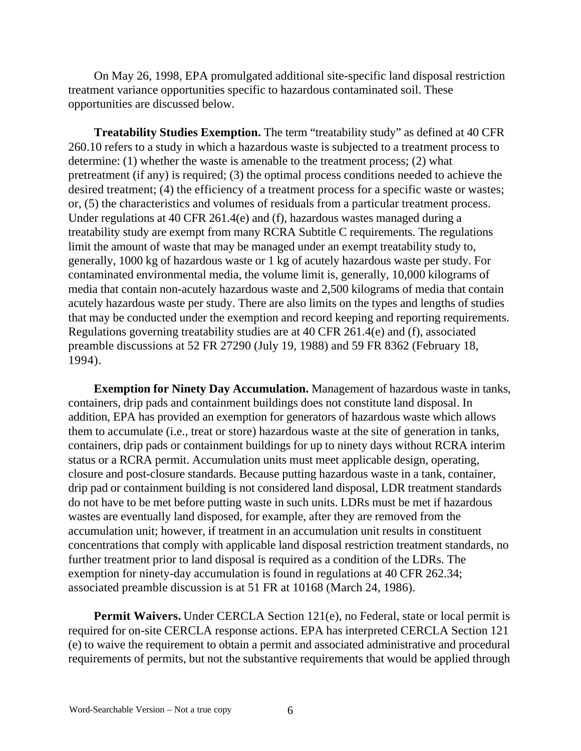On May 26, 1998, EPA promulgated additional site-specific land disposal restriction treatment variance opportunities specific to hazardous contaminated soil. These opportunities are discussed below.

**Treatability Studies Exemption.** The term "treatability study" as defined at 40 CFR 260.10 refers to a study in which a hazardous waste is subjected to a treatment process to determine: (1) whether the waste is amenable to the treatment process; (2) what pretreatment (if any) is required; (3) the optimal process conditions needed to achieve the desired treatment; (4) the efficiency of a treatment process for a specific waste or wastes; or, (5) the characteristics and volumes of residuals from a particular treatment process. Under regulations at 40 CFR 261.4(e) and (f), hazardous wastes managed during a treatability study are exempt from many RCRA Subtitle C requirements. The regulations limit the amount of waste that may be managed under an exempt treatability study to, generally, 1000 kg of hazardous waste or 1 kg of acutely hazardous waste per study. For contaminated environmental media, the volume limit is, generally, 10,000 kilograms of media that contain non-acutely hazardous waste and 2,500 kilograms of media that contain acutely hazardous waste per study. There are also limits on the types and lengths of studies that may be conducted under the exemption and record keeping and reporting requirements. Regulations governing treatability studies are at 40 CFR 261.4(e) and (f), associated preamble discussions at 52 FR 27290 (July 19, 1988) and 59 FR 8362 (February 18, 1994).

**Exemption for Ninety Day Accumulation.** Management of hazardous waste in tanks, containers, drip pads and containment buildings does not constitute land disposal. In addition, EPA has provided an exemption for generators of hazardous waste which allows them to accumulate (i.e., treat or store) hazardous waste at the site of generation in tanks, containers, drip pads or containment buildings for up to ninety days without RCRA interim status or a RCRA permit. Accumulation units must meet applicable design, operating, closure and post-closure standards. Because putting hazardous waste in a tank, container, drip pad or containment building is not considered land disposal, LDR treatment standards do not have to be met before putting waste in such units. LDRs must be met if hazardous wastes are eventually land disposed, for example, after they are removed from the accumulation unit; however, if treatment in an accumulation unit results in constituent concentrations that comply with applicable land disposal restriction treatment standards, no further treatment prior to land disposal is required as a condition of the LDRs. The exemption for ninety-day accumulation is found in regulations at 40 CFR 262.34; associated preamble discussion is at 51 FR at 10168 (March 24, 1986).

**Permit Waivers.** Under CERCLA Section 121(e), no Federal, state or local permit is required for on-site CERCLA response actions. EPA has interpreted CERCLA Section 121 (e) to waive the requirement to obtain a permit and associated administrative and procedural requirements of permits, but not the substantive requirements that would be applied through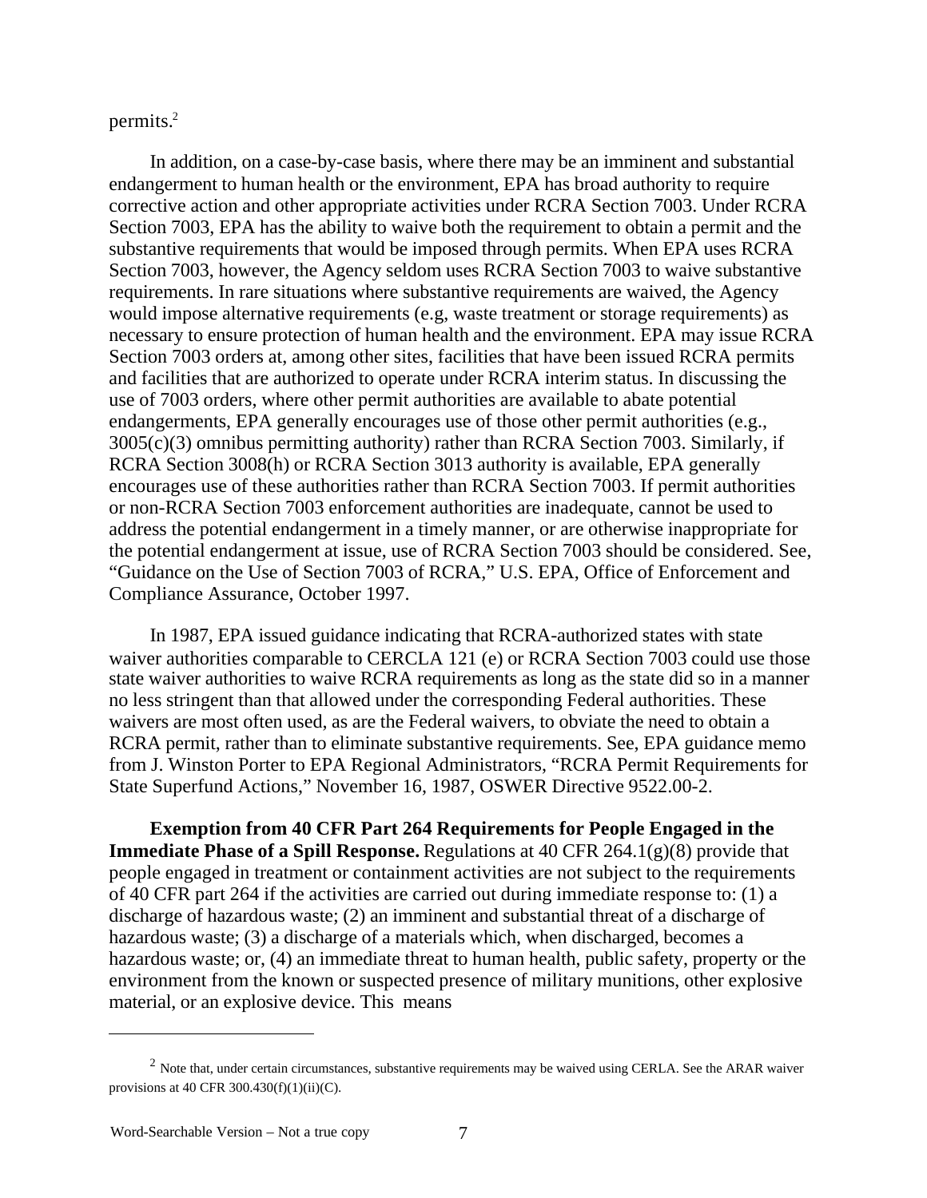permits.[2]

In addition, on a case-by-case basis, where there may be an imminent and substantial endangerment to human health or the environment, EPA has broad authority to require corrective action and other appropriate activities under RCRA Section 7003. Under RCRA Section 7003, EPA has the ability to waive both the requirement to obtain a permit and the substantive requirements that would be imposed through permits. When EPA uses RCRA Section 7003, however, the Agency seldom uses RCRA Section 7003 to waive substantive requirements. In rare situations where substantive requirements are waived, the Agency would impose alternative requirements (e.g, waste treatment or storage requirements) as necessary to ensure protection of human health and the environment. EPA may issue RCRA Section 7003 orders at, among other sites, facilities that have been issued RCRA permits and facilities that are authorized to operate under RCRA interim status. In discussing the use of 7003 orders, where other permit authorities are available to abate potential endangerments, EPA generally encourages use of those other permit authorities (e.g., 3005(c)(3) omnibus permitting authority) rather than RCRA Section 7003. Similarly, if RCRA Section 3008(h) or RCRA Section 3013 authority is available, EPA generally encourages use of these authorities rather than RCRA Section 7003. If permit authorities or non-RCRA Section 7003 enforcement authorities are inadequate, cannot be used to address the potential endangerment in a timely manner, or are otherwise inappropriate for the potential endangerment at issue, use of RCRA Section 7003 should be considered. See, "Guidance on the Use of Section 7003 of RCRA," U.S. EPA, Office of Enforcement and Compliance Assurance, October 1997.

In 1987, EPA issued guidance indicating that RCRA-authorized states with state waiver authorities comparable to CERCLA 121 (e) or RCRA Section 7003 could use those state waiver authorities to waive RCRA requirements as long as the state did so in a manner no less stringent than that allowed under the corresponding Federal authorities. These waivers are most often used, as are the Federal waivers, to obviate the need to obtain a RCRA permit, rather than to eliminate substantive requirements. See, EPA guidance memo from J. Winston Porter to EPA Regional Administrators, "RCRA Permit Requirements for State Superfund Actions," November 16, 1987, OSWER Directive 9522.00-2.

**Exemption from 40 CFR Part 264 Requirements for People Engaged in the Immediate Phase of a Spill Response.** Regulations at 40 CFR 264.1(g)(8) provide that people engaged in treatment or containment activities are not subject to the requirements of 40 CFR part 264 if the activities are carried out during immediate response to: (1) a discharge of hazardous waste; (2) an imminent and substantial threat of a discharge of hazardous waste; (3) a discharge of a materials which, when discharged, becomes a hazardous waste; or, (4) an immediate threat to human health, public safety, property or the environment from the known or suspected presence of military munitions, other explosive material, or an explosive device. This means

---

[2] Note that, under certain circumstances, substantive requirements may be waived using CERLA. See the ARAR waiver provisions at 40 CFR 300.430(f)(1)(ii)(C).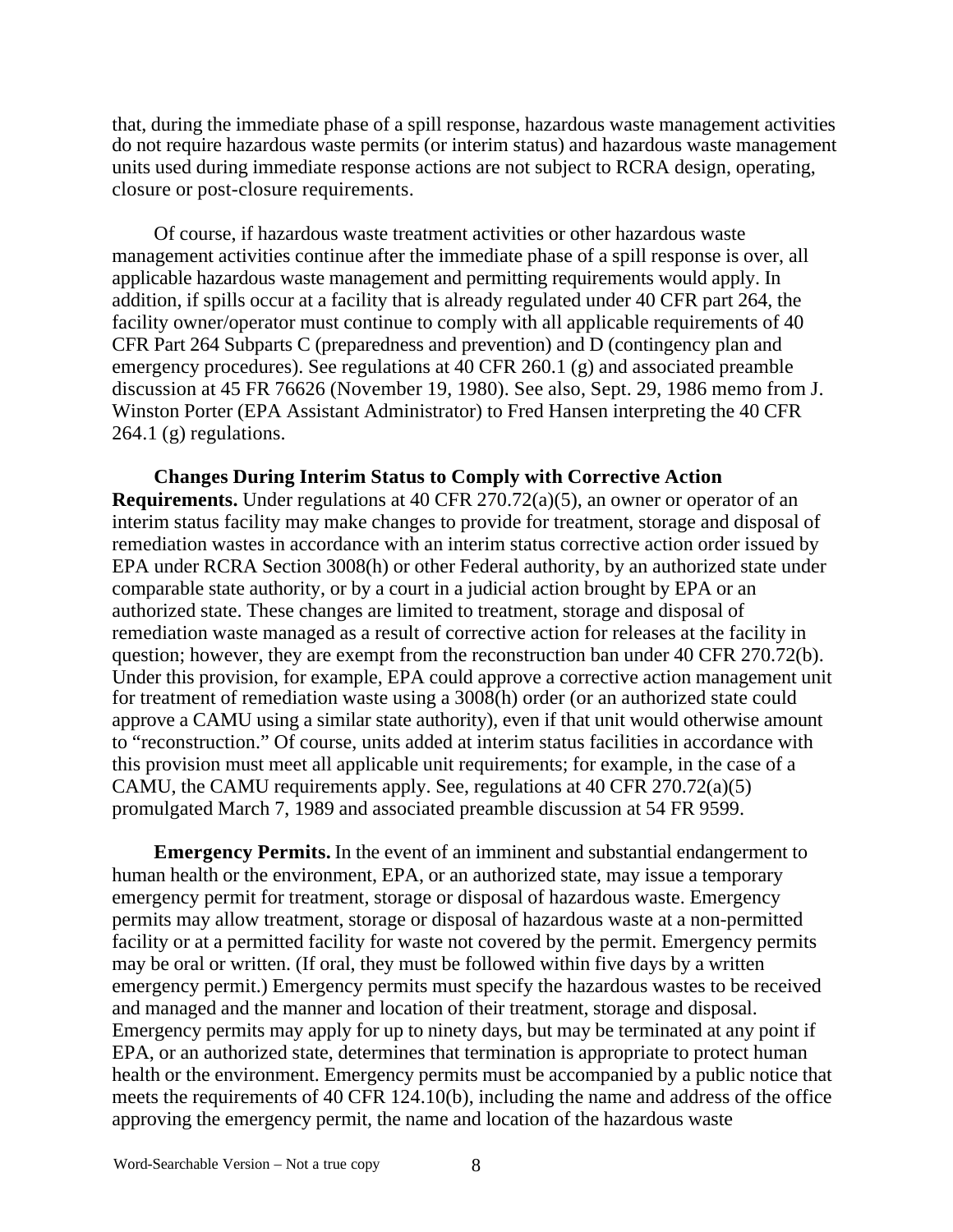that, during the immediate phase of a spill response, hazardous waste management activities do not require hazardous waste permits (or interim status) and hazardous waste management units used during immediate response actions are not subject to RCRA design, operating, closure or post-closure requirements.

Of course, if hazardous waste treatment activities or other hazardous waste management activities continue after the immediate phase of a spill response is over, all applicable hazardous waste management and permitting requirements would apply. In addition, if spills occur at a facility that is already regulated under 40 CFR part 264, the facility owner/operator must continue to comply with all applicable requirements of 40 CFR Part 264 Subparts C (preparedness and prevention) and D (contingency plan and emergency procedures). See regulations at 40 CFR 260.1 (g) and associated preamble discussion at 45 FR 76626 (November 19, 1980). See also, Sept. 29, 1986 memo from J. Winston Porter (EPA Assistant Administrator) to Fred Hansen interpreting the 40 CFR 264.1 (g) regulations.

**Changes During Interim Status to Comply with Corrective Action Requirements.** Under regulations at 40 CFR 270.72(a)(5), an owner or operator of an interim status facility may make changes to provide for treatment, storage and disposal of remediation wastes in accordance with an interim status corrective action order issued by EPA under RCRA Section 3008(h) or other Federal authority, by an authorized state under comparable state authority, or by a court in a judicial action brought by EPA or an authorized state. These changes are limited to treatment, storage and disposal of remediation waste managed as a result of corrective action for releases at the facility in question; however, they are exempt from the reconstruction ban under 40 CFR 270.72(b). Under this provision, for example, EPA could approve a corrective action management unit for treatment of remediation waste using a 3008(h) order (or an authorized state could approve a CAMU using a similar state authority), even if that unit would otherwise amount to "reconstruction." Of course, units added at interim status facilities in accordance with this provision must meet all applicable unit requirements; for example, in the case of a CAMU, the CAMU requirements apply. See, regulations at 40 CFR 270.72(a)(5) promulgated March 7, 1989 and associated preamble discussion at 54 FR 9599.

**Emergency Permits.** In the event of an imminent and substantial endangerment to human health or the environment, EPA, or an authorized state, may issue a temporary emergency permit for treatment, storage or disposal of hazardous waste. Emergency permits may allow treatment, storage or disposal of hazardous waste at a non-permitted facility or at a permitted facility for waste not covered by the permit. Emergency permits may be oral or written. (If oral, they must be followed within five days by a written emergency permit.) Emergency permits must specify the hazardous wastes to be received and managed and the manner and location of their treatment, storage and disposal. Emergency permits may apply for up to ninety days, but may be terminated at any point if EPA, or an authorized state, determines that termination is appropriate to protect human health or the environment. Emergency permits must be accompanied by a public notice that meets the requirements of 40 CFR 124.10(b), including the name and address of the office approving the emergency permit, the name and location of the hazardous waste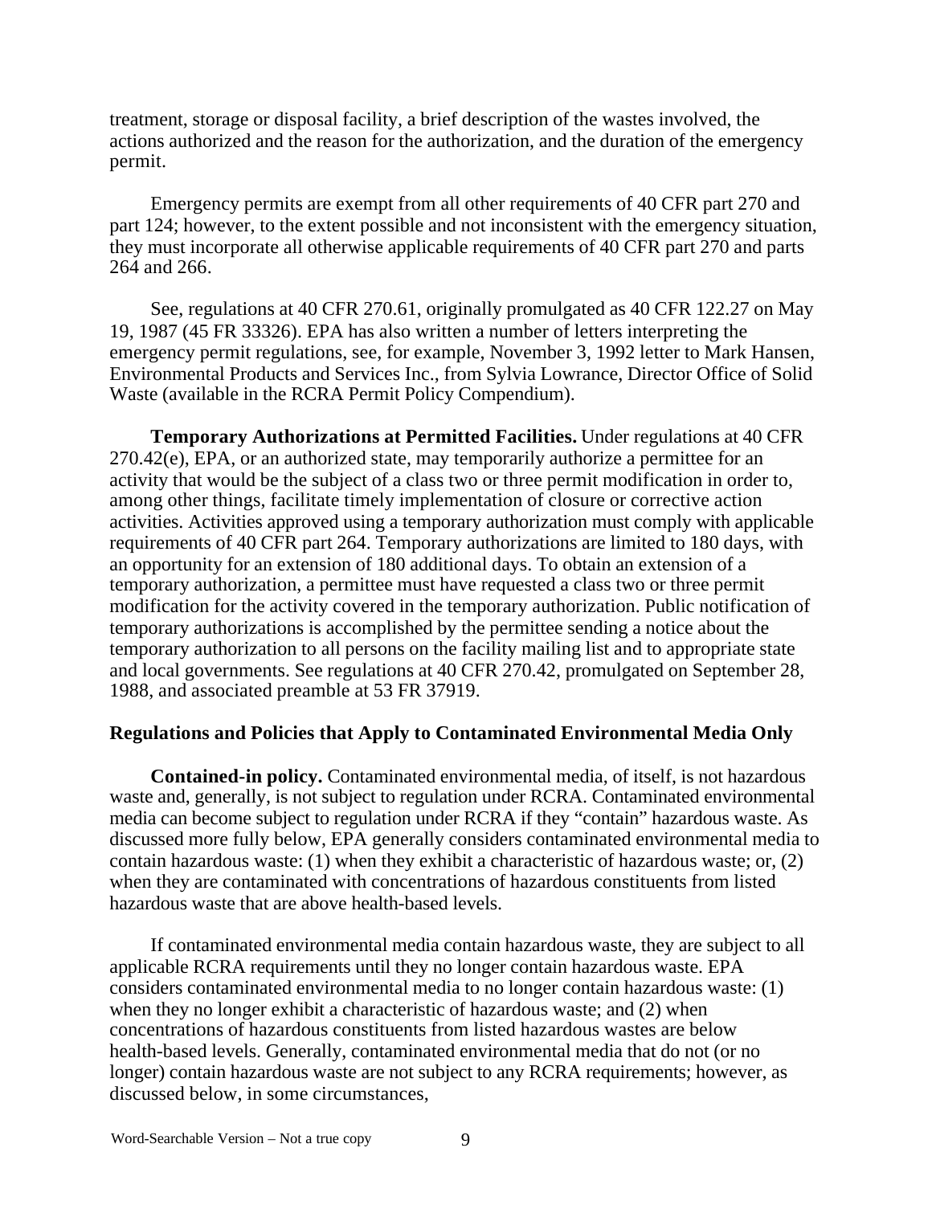treatment, storage or disposal facility, a brief description of the wastes involved, the actions authorized and the reason for the authorization, and the duration of the emergency permit.

Emergency permits are exempt from all other requirements of 40 CFR part 270 and part 124; however, to the extent possible and not inconsistent with the emergency situation, they must incorporate all otherwise applicable requirements of 40 CFR part 270 and parts 264 and 266.

See, regulations at 40 CFR 270.61, originally promulgated as 40 CFR 122.27 on May 19, 1987 (45 FR 33326). EPA has also written a number of letters interpreting the emergency permit regulations, see, for example, November 3, 1992 letter to Mark Hansen, Environmental Products and Services Inc., from Sylvia Lowrance, Director Office of Solid Waste (available in the RCRA Permit Policy Compendium).

**Temporary Authorizations at Permitted Facilities.** Under regulations at 40 CFR 270.42(e), EPA, or an authorized state, may temporarily authorize a permittee for an activity that would be the subject of a class two or three permit modification in order to, among other things, facilitate timely implementation of closure or corrective action activities. Activities approved using a temporary authorization must comply with applicable requirements of 40 CFR part 264. Temporary authorizations are limited to 180 days, with an opportunity for an extension of 180 additional days. To obtain an extension of a temporary authorization, a permittee must have requested a class two or three permit modification for the activity covered in the temporary authorization. Public notification of temporary authorizations is accomplished by the permittee sending a notice about the temporary authorization to all persons on the facility mailing list and to appropriate state and local governments. See regulations at 40 CFR 270.42, promulgated on September 28, 1988, and associated preamble at 53 FR 37919.

## Regulations and Policies that Apply to Contaminated Environmental Media Only

**Contained-in policy.** Contaminated environmental media, of itself, is not hazardous waste and, generally, is not subject to regulation under RCRA. Contaminated environmental media can become subject to regulation under RCRA if they "contain" hazardous waste. As discussed more fully below, EPA generally considers contaminated environmental media to contain hazardous waste: (1) when they exhibit a characteristic of hazardous waste; or, (2) when they are contaminated with concentrations of hazardous constituents from listed hazardous waste that are above health-based levels.

If contaminated environmental media contain hazardous waste, they are subject to all applicable RCRA requirements until they no longer contain hazardous waste. EPA considers contaminated environmental media to no longer contain hazardous waste: (1) when they no longer exhibit a characteristic of hazardous waste; and (2) when concentrations of hazardous constituents from listed hazardous wastes are below health-based levels. Generally, contaminated environmental media that do not (or no longer) contain hazardous waste are not subject to any RCRA requirements; however, as discussed below, in some circumstances,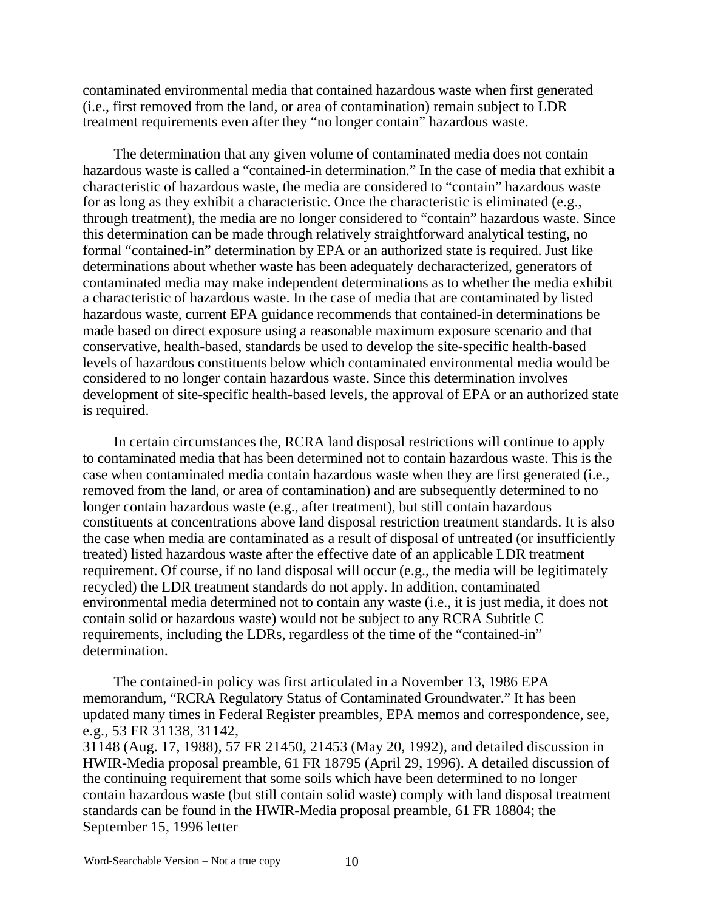contaminated environmental media that contained hazardous waste when first generated (i.e., first removed from the land, or area of contamination) remain subject to LDR treatment requirements even after they "no longer contain" hazardous waste.

The determination that any given volume of contaminated media does not contain hazardous waste is called a "contained-in determination." In the case of media that exhibit a characteristic of hazardous waste, the media are considered to "contain" hazardous waste for as long as they exhibit a characteristic. Once the characteristic is eliminated (e.g., through treatment), the media are no longer considered to "contain" hazardous waste. Since this determination can be made through relatively straightforward analytical testing, no formal "contained-in" determination by EPA or an authorized state is required. Just like determinations about whether waste has been adequately decharacterized, generators of contaminated media may make independent determinations as to whether the media exhibit a characteristic of hazardous waste. In the case of media that are contaminated by listed hazardous waste, current EPA guidance recommends that contained-in determinations be made based on direct exposure using a reasonable maximum exposure scenario and that conservative, health-based, standards be used to develop the site-specific health-based levels of hazardous constituents below which contaminated environmental media would be considered to no longer contain hazardous waste. Since this determination involves development of site-specific health-based levels, the approval of EPA or an authorized state is required.

In certain circumstances the, RCRA land disposal restrictions will continue to apply to contaminated media that has been determined not to contain hazardous waste. This is the case when contaminated media contain hazardous waste when they are first generated (i.e., removed from the land, or area of contamination) and are subsequently determined to no longer contain hazardous waste (e.g., after treatment), but still contain hazardous constituents at concentrations above land disposal restriction treatment standards. It is also the case when media are contaminated as a result of disposal of untreated (or insufficiently treated) listed hazardous waste after the effective date of an applicable LDR treatment requirement. Of course, if no land disposal will occur (e.g., the media will be legitimately recycled) the LDR treatment standards do not apply. In addition, contaminated environmental media determined not to contain any waste (i.e., it is just media, it does not contain solid or hazardous waste) would not be subject to any RCRA Subtitle C requirements, including the LDRs, regardless of the time of the "contained-in" determination.

The contained-in policy was first articulated in a November 13, 1986 EPA memorandum, "RCRA Regulatory Status of Contaminated Groundwater." It has been updated many times in Federal Register preambles, EPA memos and correspondence, see, e.g., 53 FR 31138, 31142, 31148 (Aug. 17, 1988), 57 FR 21450, 21453 (May 20, 1992), and detailed discussion in HWIR-Media proposal preamble, 61 FR 18795 (April 29, 1996). A detailed discussion of the continuing requirement that some soils which have been determined to no longer contain hazardous waste (but still contain solid waste) comply with land disposal treatment standards can be found in the HWIR-Media proposal preamble, 61 FR 18804; the September 15, 1996 letter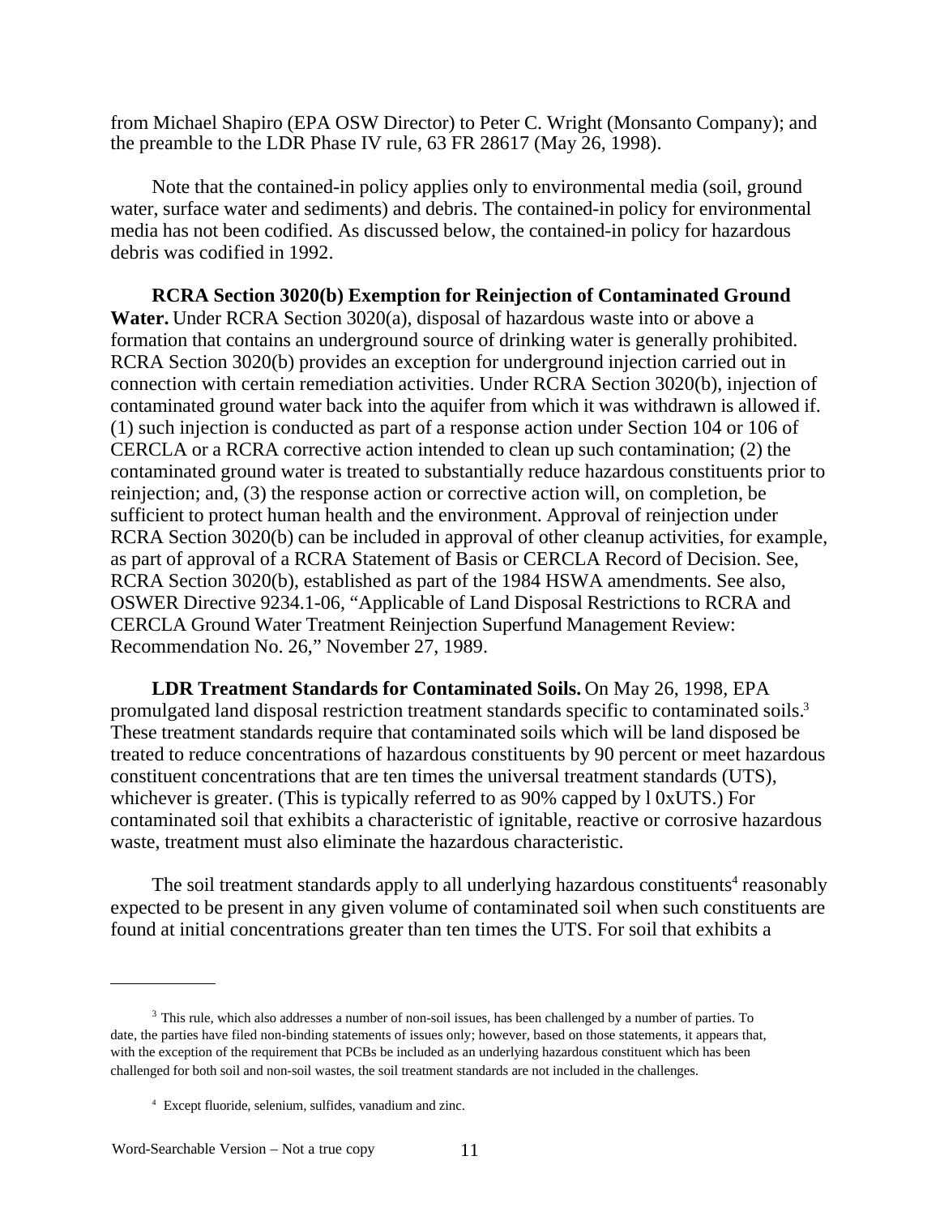from Michael Shapiro (EPA OSW Director) to Peter C. Wright (Monsanto Company); and the preamble to the LDR Phase IV rule, 63 FR 28617 (May 26, 1998).

Note that the contained-in policy applies only to environmental media (soil, ground water, surface water and sediments) and debris. The contained-in policy for environmental media has not been codified. As discussed below, the contained-in policy for hazardous debris was codified in 1992.

**RCRA Section 3020(b) Exemption for Reinjection of Contaminated Ground Water.** Under RCRA Section 3020(a), disposal of hazardous waste into or above a formation that contains an underground source of drinking water is generally prohibited. RCRA Section 3020(b) provides an exception for underground injection carried out in connection with certain remediation activities. Under RCRA Section 3020(b), injection of contaminated ground water back into the aquifer from which it was withdrawn is allowed if. (1) such injection is conducted as part of a response action under Section 104 or 106 of CERCLA or a RCRA corrective action intended to clean up such contamination; (2) the contaminated ground water is treated to substantially reduce hazardous constituents prior to reinjection; and, (3) the response action or corrective action will, on completion, be sufficient to protect human health and the environment. Approval of reinjection under RCRA Section 3020(b) can be included in approval of other cleanup activities, for example, as part of approval of a RCRA Statement of Basis or CERCLA Record of Decision. See, RCRA Section 3020(b), established as part of the 1984 HSWA amendments. See also, OSWER Directive 9234.1-06, "Applicable of Land Disposal Restrictions to RCRA and CERCLA Ground Water Treatment Reinjection Superfund Management Review: Recommendation No. 26," November 27, 1989.

**LDR Treatment Standards for Contaminated Soils.** On May 26, 1998, EPA promulgated land disposal restriction treatment standards specific to contaminated soils.[3] These treatment standards require that contaminated soils which will be land disposed be treated to reduce concentrations of hazardous constituents by 90 percent or meet hazardous constituent concentrations that are ten times the universal treatment standards (UTS), whichever is greater. (This is typically referred to as 90% capped by l 0xUTS.) For contaminated soil that exhibits a characteristic of ignitable, reactive or corrosive hazardous waste, treatment must also eliminate the hazardous characteristic.

The soil treatment standards apply to all underlying hazardous constituents[4] reasonably expected to be present in any given volume of contaminated soil when such constituents are found at initial concentrations greater than ten times the UTS. For soil that exhibits a

---

[3] This rule, which also addresses a number of non-soil issues, has been challenged by a number of parties. To date, the parties have filed non-binding statements of issues only; however, based on those statements, it appears that, with the exception of the requirement that PCBs be included as an underlying hazardous constituent which has been challenged for both soil and non-soil wastes, the soil treatment standards are not included in the challenges.

[4] Except fluoride, selenium, sulfides, vanadium and zinc.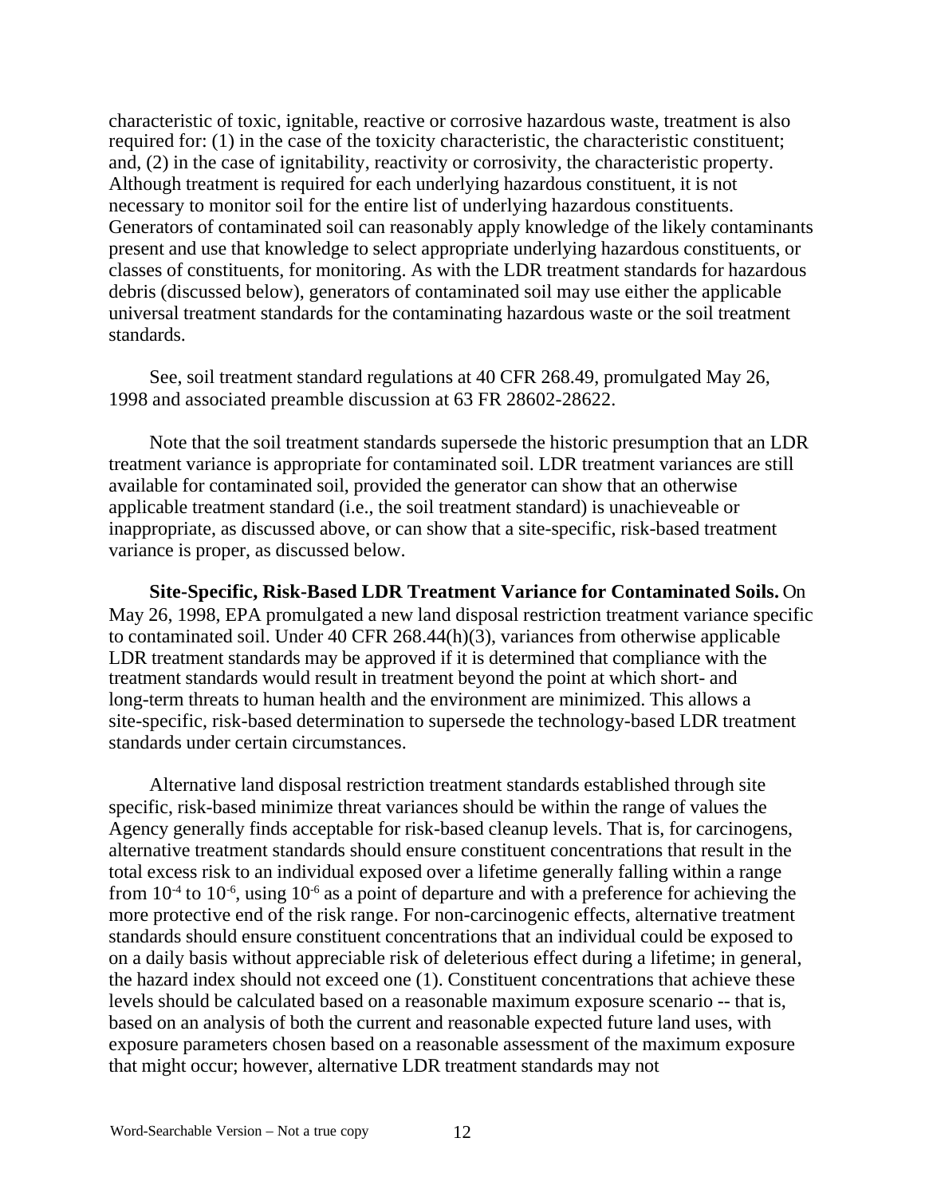characteristic of toxic, ignitable, reactive or corrosive hazardous waste, treatment is also required for: (1) in the case of the toxicity characteristic, the characteristic constituent; and, (2) in the case of ignitability, reactivity or corrosivity, the characteristic property. Although treatment is required for each underlying hazardous constituent, it is not necessary to monitor soil for the entire list of underlying hazardous constituents. Generators of contaminated soil can reasonably apply knowledge of the likely contaminants present and use that knowledge to select appropriate underlying hazardous constituents, or classes of constituents, for monitoring. As with the LDR treatment standards for hazardous debris (discussed below), generators of contaminated soil may use either the applicable universal treatment standards for the contaminating hazardous waste or the soil treatment standards.

See, soil treatment standard regulations at 40 CFR 268.49, promulgated May 26, 1998 and associated preamble discussion at 63 FR 28602-28622.

Note that the soil treatment standards supersede the historic presumption that an LDR treatment variance is appropriate for contaminated soil. LDR treatment variances are still available for contaminated soil, provided the generator can show that an otherwise applicable treatment standard (i.e., the soil treatment standard) is unachieveable or inappropriate, as discussed above, or can show that a site-specific, risk-based treatment variance is proper, as discussed below.

**Site-Specific, Risk-Based LDR Treatment Variance for Contaminated Soils.** On May 26, 1998, EPA promulgated a new land disposal restriction treatment variance specific to contaminated soil. Under 40 CFR 268.44(h)(3), variances from otherwise applicable LDR treatment standards may be approved if it is determined that compliance with the treatment standards would result in treatment beyond the point at which short- and long-term threats to human health and the environment are minimized. This allows a site-specific, risk-based determination to supersede the technology-based LDR treatment standards under certain circumstances.

Alternative land disposal restriction treatment standards established through site specific, risk-based minimize threat variances should be within the range of values the Agency generally finds acceptable for risk-based cleanup levels. That is, for carcinogens, alternative treatment standards should ensure constituent concentrations that result in the total excess risk to an individual exposed over a lifetime generally falling within a range from $10^{-4}$ to $10^{-6}$, using $10^{-6}$ as a point of departure and with a preference for achieving the more protective end of the risk range. For non-carcinogenic effects, alternative treatment standards should ensure constituent concentrations that an individual could be exposed to on a daily basis without appreciable risk of deleterious effect during a lifetime; in general, the hazard index should not exceed one (1). Constituent concentrations that achieve these levels should be calculated based on a reasonable maximum exposure scenario -- that is, based on an analysis of both the current and reasonable expected future land uses, with exposure parameters chosen based on a reasonable assessment of the maximum exposure that might occur; however, alternative LDR treatment standards may not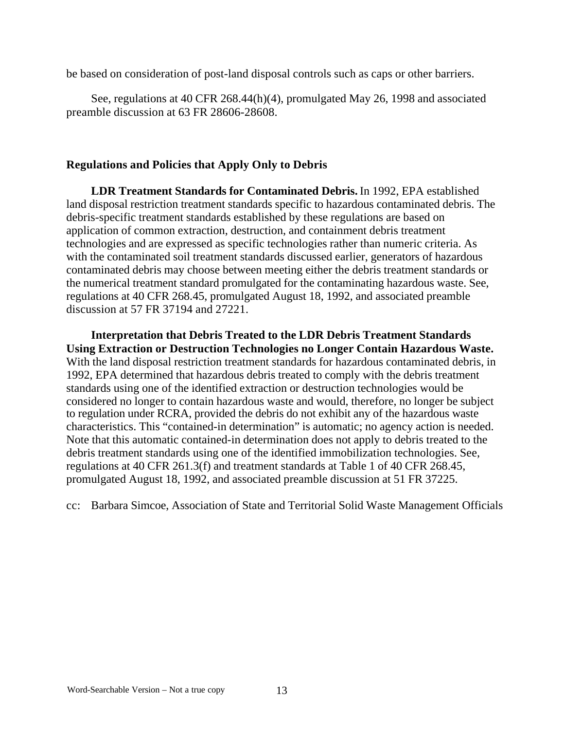be based on consideration of post-land disposal controls such as caps or other barriers.

See, regulations at 40 CFR 268.44(h)(4), promulgated May 26, 1998 and associated preamble discussion at 63 FR 28606-28608.

## Regulations and Policies that Apply Only to Debris

**LDR Treatment Standards for Contaminated Debris.** In 1992, EPA established land disposal restriction treatment standards specific to hazardous contaminated debris. The debris-specific treatment standards established by these regulations are based on application of common extraction, destruction, and containment debris treatment technologies and are expressed as specific technologies rather than numeric criteria. As with the contaminated soil treatment standards discussed earlier, generators of hazardous contaminated debris may choose between meeting either the debris treatment standards or the numerical treatment standard promulgated for the contaminating hazardous waste. See, regulations at 40 CFR 268.45, promulgated August 18, 1992, and associated preamble discussion at 57 FR 37194 and 27221.

**Interpretation that Debris Treated to the LDR Debris Treatment Standards Using Extraction or Destruction Technologies no Longer Contain Hazardous Waste.** With the land disposal restriction treatment standards for hazardous contaminated debris, in 1992, EPA determined that hazardous debris treated to comply with the debris treatment standards using one of the identified extraction or destruction technologies would be considered no longer to contain hazardous waste and would, therefore, no longer be subject to regulation under RCRA, provided the debris do not exhibit any of the hazardous waste characteristics. This "contained-in determination" is automatic; no agency action is needed. Note that this automatic contained-in determination does not apply to debris treated to the debris treatment standards using one of the identified immobilization technologies. See, regulations at 40 CFR 261.3(f) and treatment standards at Table 1 of 40 CFR 268.45, promulgated August 18, 1992, and associated preamble discussion at 51 FR 37225.

cc: Barbara Simcoe, Association of State and Territorial Solid Waste Management Officials

Word-Searchable Version – Not a true copy